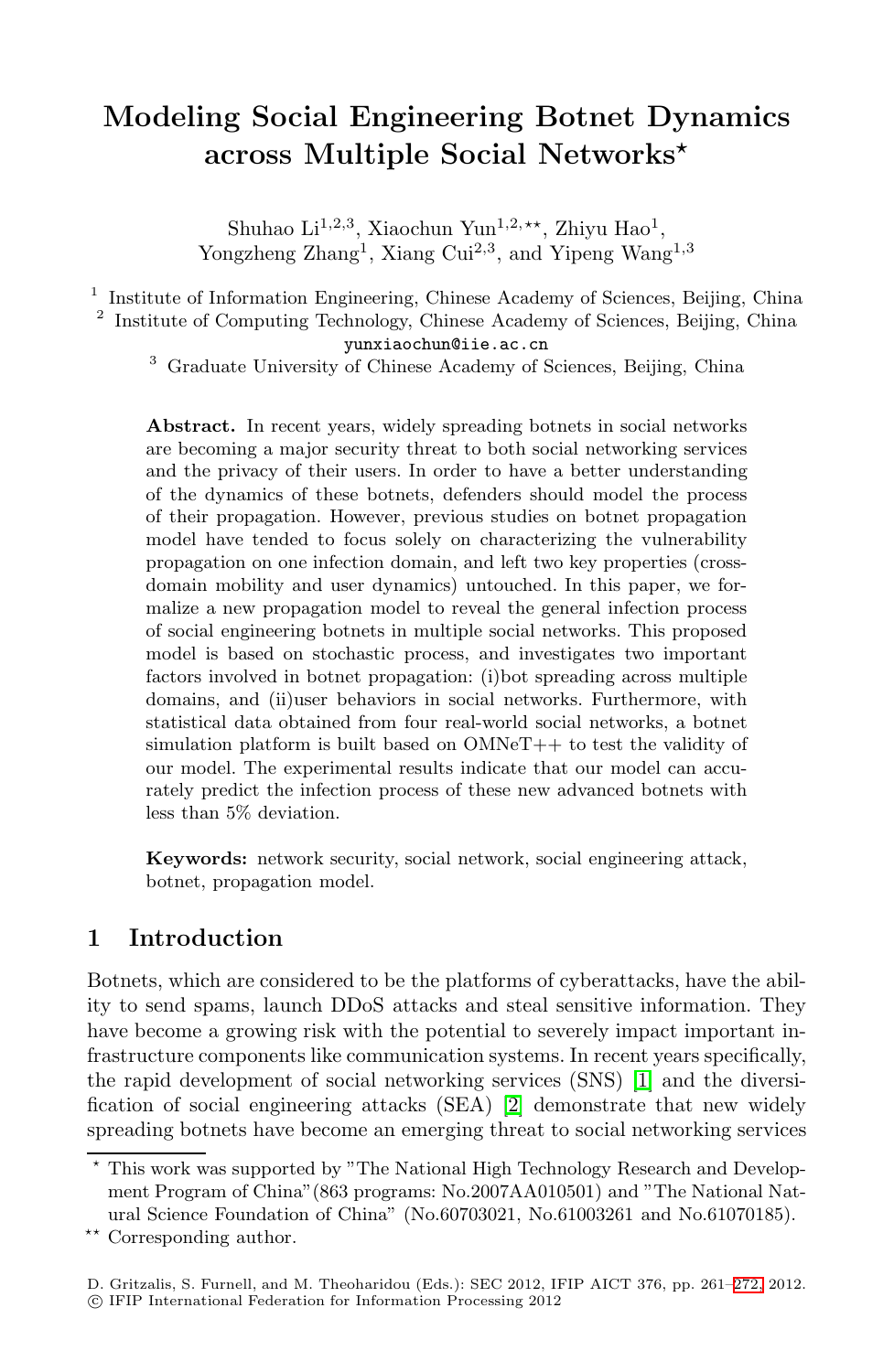# Modeling Social Engineering Botnet Dynamics across Multiple Social Networks*

Shuhao Li[1,2,3], Xiaochun Yun[1,2,**], Zhiyu Hao[1], Yongzheng Zhang[1], Xiang Cui[2,3], and Yipeng Wang[1,3]

[1] Institute of Information Engineering, Chinese Academy of Sciences, Beijing, China
[2] Institute of Computing Technology, Chinese Academy of Sciences, Beijing, China
yunxiaochun@iie.ac.cn
[3] Graduate University of Chinese Academy of Sciences, Beijing, China

**Abstract.** In recent years, widely spreading botnets in social networks are becoming a major security threat to both social networking services and the privacy of their users. In order to have a better understanding of the dynamics of these botnets, defenders should model the process of their propagation. However, previous studies on botnet propagation model have tended to focus solely on characterizing the vulnerability propagation on one infection domain, and left two key properties (cross-domain mobility and user dynamics) untouched. In this paper, we formalize a new propagation model to reveal the general infection process of social engineering botnets in multiple social networks. This proposed model is based on stochastic process, and investigates two important factors involved in botnet propagation: (i)bot spreading across multiple domains, and (ii)user behaviors in social networks. Furthermore, with statistical data obtained from four real-world social networks, a botnet simulation platform is built based on OMNeT++ to test the validity of our model. The experimental results indicate that our model can accurately predict the infection process of these new advanced botnets with less than 5% deviation.

**Keywords:** network security, social network, social engineering attack, botnet, propagation model.

## 1 Introduction

Botnets, which are considered to be the platforms of cyberattacks, have the ability to send spams, launch DDoS attacks and steal sensitive information. They have become a growing risk with the potential to severely impact important infrastructure components like communication systems. In recent years specifically, the rapid development of social networking services (SNS) [1] and the diversification of social engineering attacks (SEA) [2] demonstrate that new widely spreading botnets have become an emerging threat to social networking services

---

* This work was supported by "The National High Technology Research and Development Program of China"(863 programs: No.2007AA010501) and "The National Natural Science Foundation of China" (No.60703021, No.61003261 and No.61070185).

** Corresponding author.

D. Gritzalis, S. Furnell, and M. Theoharidou (Eds.): SEC 2012, IFIP AICT 376, pp. 261–272, 2012.
© IFIP International Federation for Information Processing 2012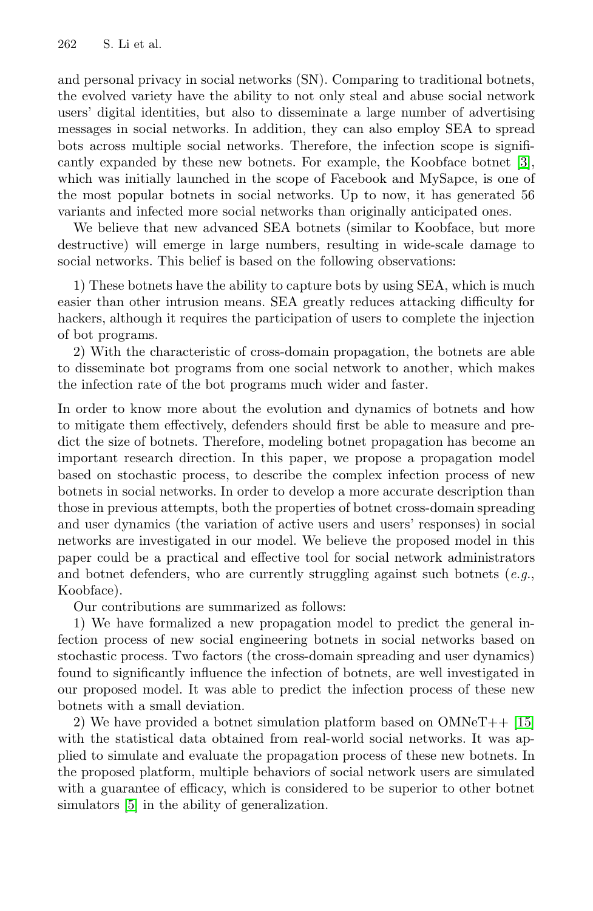and personal privacy in social networks (SN). Comparing to traditional botnets, the evolved variety have the ability to not only steal and abuse social network users' digital identities, but also to disseminate a large number of advertising messages in social networks. In addition, they can also employ SEA to spread bots across multiple social networks. Therefore, the infection scope is significantly expanded by these new botnets. For example, the Koobface botnet [3], which was initially launched in the scope of Facebook and MySapce, is one of the most popular botnets in social networks. Up to now, it has generated 56 variants and infected more social networks than originally anticipated ones.

We believe that new advanced SEA botnets (similar to Koobface, but more destructive) will emerge in large numbers, resulting in wide-scale damage to social networks. This belief is based on the following observations:

1) These botnets have the ability to capture bots by using SEA, which is much easier than other intrusion means. SEA greatly reduces attacking difficulty for hackers, although it requires the participation of users to complete the injection of bot programs.

2) With the characteristic of cross-domain propagation, the botnets are able to disseminate bot programs from one social network to another, which makes the infection rate of the bot programs much wider and faster.

In order to know more about the evolution and dynamics of botnets and how to mitigate them effectively, defenders should first be able to measure and predict the size of botnets. Therefore, modeling botnet propagation has become an important research direction. In this paper, we propose a propagation model based on stochastic process, to describe the complex infection process of new botnets in social networks. In order to develop a more accurate description than those in previous attempts, both the properties of botnet cross-domain spreading and user dynamics (the variation of active users and users' responses) in social networks are investigated in our model. We believe the proposed model in this paper could be a practical and effective tool for social network administrators and botnet defenders, who are currently struggling against such botnets (*e.g.*, Koobface).

Our contributions are summarized as follows:

1) We have formalized a new propagation model to predict the general infection process of new social engineering botnets in social networks based on stochastic process. Two factors (the cross-domain spreading and user dynamics) found to significantly influence the infection of botnets, are well investigated in our proposed model. It was able to predict the infection process of these new botnets with a small deviation.

2) We have provided a botnet simulation platform based on OMNeT++ [15] with the statistical data obtained from real-world social networks. It was applied to simulate and evaluate the propagation process of these new botnets. In the proposed platform, multiple behaviors of social network users are simulated with a guarantee of efficacy, which is considered to be superior to other botnet simulators [5] in the ability of generalization.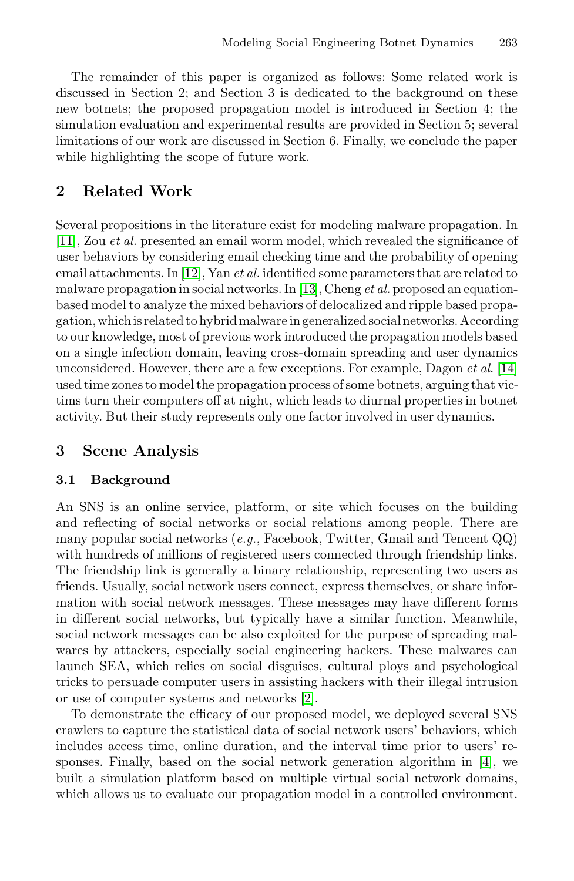The remainder of this paper is organized as follows: Some related work is discussed in Section 2; and Section 3 is dedicated to the background on these new botnets; the proposed propagation model is introduced in Section 4; the simulation evaluation and experimental results are provided in Section 5; several limitations of our work are discussed in Section 6. Finally, we conclude the paper while highlighting the scope of future work.

## 2 Related Work

Several propositions in the literature exist for modeling malware propagation. In [11], Zou *et al.* presented an email worm model, which revealed the significance of user behaviors by considering email checking time and the probability of opening email attachments. In [12], Yan *et al.* identified some parameters that are related to malware propagation in social networks. In [13], Cheng *et al.* proposed an equation-based model to analyze the mixed behaviors of delocalized and ripple based propagation, which is related to hybrid malware in generalized social networks. According to our knowledge, most of previous work introduced the propagation models based on a single infection domain, leaving cross-domain spreading and user dynamics unconsidered. However, there are a few exceptions. For example, Dagon *et al.* [14] used time zones to model the propagation process of some botnets, arguing that victims turn their computers off at night, which leads to diurnal properties in botnet activity. But their study represents only one factor involved in user dynamics.

## 3 Scene Analysis

### 3.1 Background

An SNS is an online service, platform, or site which focuses on the building and reflecting of social networks or social relations among people. There are many popular social networks (*e.g.*, Facebook, Twitter, Gmail and Tencent QQ) with hundreds of millions of registered users connected through friendship links. The friendship link is generally a binary relationship, representing two users as friends. Usually, social network users connect, express themselves, or share information with social network messages. These messages may have different forms in different social networks, but typically have a similar function. Meanwhile, social network messages can be also exploited for the purpose of spreading malwares by attackers, especially social engineering hackers. These malwares can launch SEA, which relies on social disguises, cultural ploys and psychological tricks to persuade computer users in assisting hackers with their illegal intrusion or use of computer systems and networks [2].

To demonstrate the efficacy of our proposed model, we deployed several SNS crawlers to capture the statistical data of social network users' behaviors, which includes access time, online duration, and the interval time prior to users' responses. Finally, based on the social network generation algorithm in [4], we built a simulation platform based on multiple virtual social network domains, which allows us to evaluate our propagation model in a controlled environment.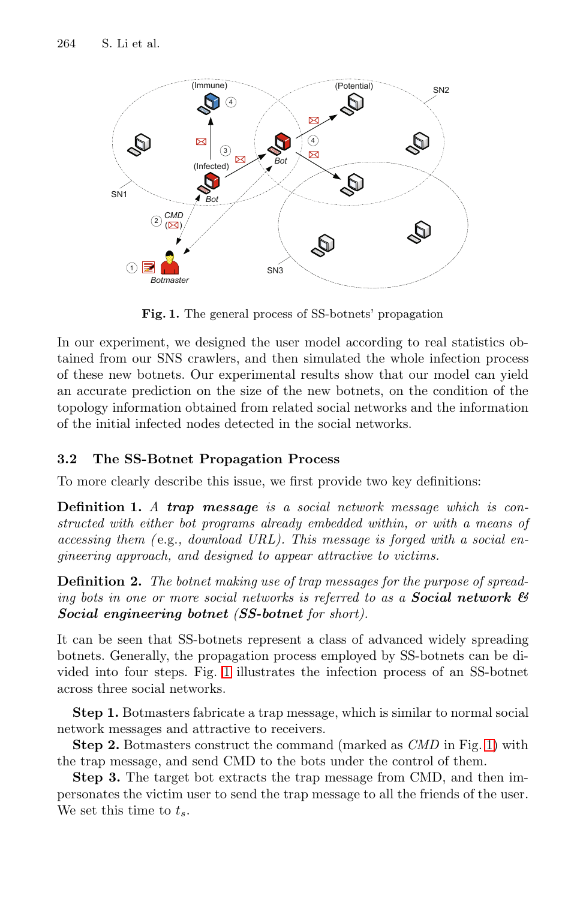**Fig. 1.** The general process of SS-botnets' propagation

In our experiment, we designed the user model according to real statistics obtained from our SNS crawlers, and then simulated the whole infection process of these new botnets. Our experimental results show that our model can yield an accurate prediction on the size of the new botnets, on the condition of the topology information obtained from related social networks and the information of the initial infected nodes detected in the social networks.

### 3.2 The SS-Botnet Propagation Process

To more clearly describe this issue, we first provide two key definitions:

**Definition 1.** *A **trap message** is a social network message which is constructed with either bot programs already embedded within, or with a means of accessing them (*e.g., *download URL). This message is forged with a social engineering approach, and designed to appear attractive to victims.*

**Definition 2.** *The botnet making use of trap messages for the purpose of spreading bots in one or more social networks is referred to as a **Social network & Social engineering botnet** (**SS-botnet** for short).*

It can be seen that SS-botnets represent a class of advanced widely spreading botnets. Generally, the propagation process employed by SS-botnets can be divided into four steps. Fig. 1 illustrates the infection process of an SS-botnet across three social networks.

**Step 1.** Botmasters fabricate a trap message, which is similar to normal social network messages and attractive to receivers.

**Step 2.** Botmasters construct the command (marked as *CMD* in Fig. 1) with the trap message, and send CMD to the bots under the control of them.

**Step 3.** The target bot extracts the trap message from CMD, and then impersonates the victim user to send the trap message to all the friends of the user. We set this time to $t_s$.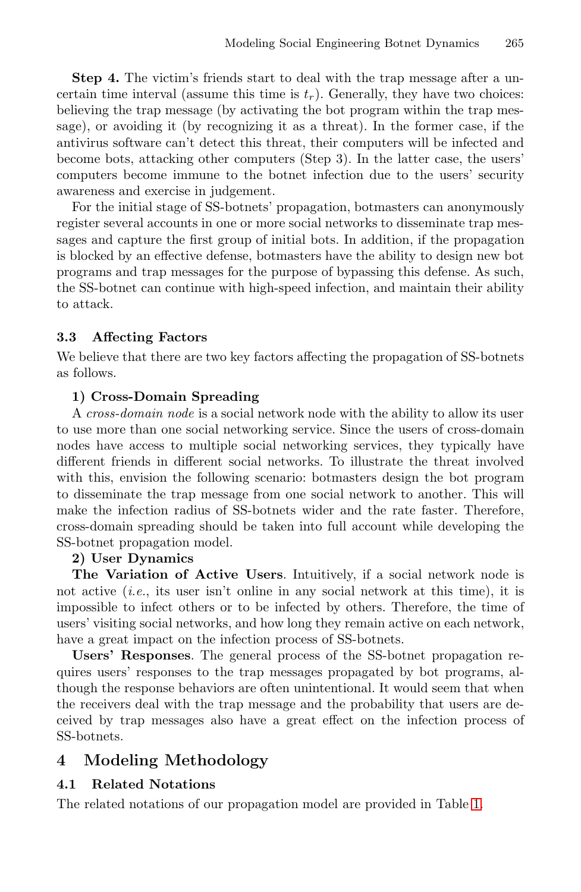**Step 4.** The victim's friends start to deal with the trap message after a uncertain time interval (assume this time is $t_r$). Generally, they have two choices: believing the trap message (by activating the bot program within the trap message), or avoiding it (by recognizing it as a threat). In the former case, if the antivirus software can't detect this threat, their computers will be infected and become bots, attacking other computers (Step 3). In the latter case, the users' computers become immune to the botnet infection due to the users' security awareness and exercise in judgement.

For the initial stage of SS-botnets' propagation, botmasters can anonymously register several accounts in one or more social networks to disseminate trap messages and capture the first group of initial bots. In addition, if the propagation is blocked by an effective defense, botmasters have the ability to design new bot programs and trap messages for the purpose of bypassing this defense. As such, the SS-botnet can continue with high-speed infection, and maintain their ability to attack.

### 3.3 Affecting Factors

We believe that there are two key factors affecting the propagation of SS-botnets as follows.

**1) Cross-Domain Spreading**

A *cross-domain node* is a social network node with the ability to allow its user to use more than one social networking service. Since the users of cross-domain nodes have access to multiple social networking services, they typically have different friends in different social networks. To illustrate the threat involved with this, envision the following scenario: botmasters design the bot program to disseminate the trap message from one social network to another. This will make the infection radius of SS-botnets wider and the rate faster. Therefore, cross-domain spreading should be taken into full account while developing the SS-botnet propagation model.

**2) User Dynamics**

**The Variation of Active Users**. Intuitively, if a social network node is not active (*i.e.*, its user isn't online in any social network at this time), it is impossible to infect others or to be infected by others. Therefore, the time of users' visiting social networks, and how long they remain active on each network, have a great impact on the infection process of SS-botnets.

**Users' Responses**. The general process of the SS-botnet propagation requires users' responses to the trap messages propagated by bot programs, although the response behaviors are often unintentional. It would seem that when the receivers deal with the trap message and the probability that users are deceived by trap messages also have a great effect on the infection process of SS-botnets.

## 4 Modeling Methodology

### 4.1 Related Notations

The related notations of our propagation model are provided in Table 1.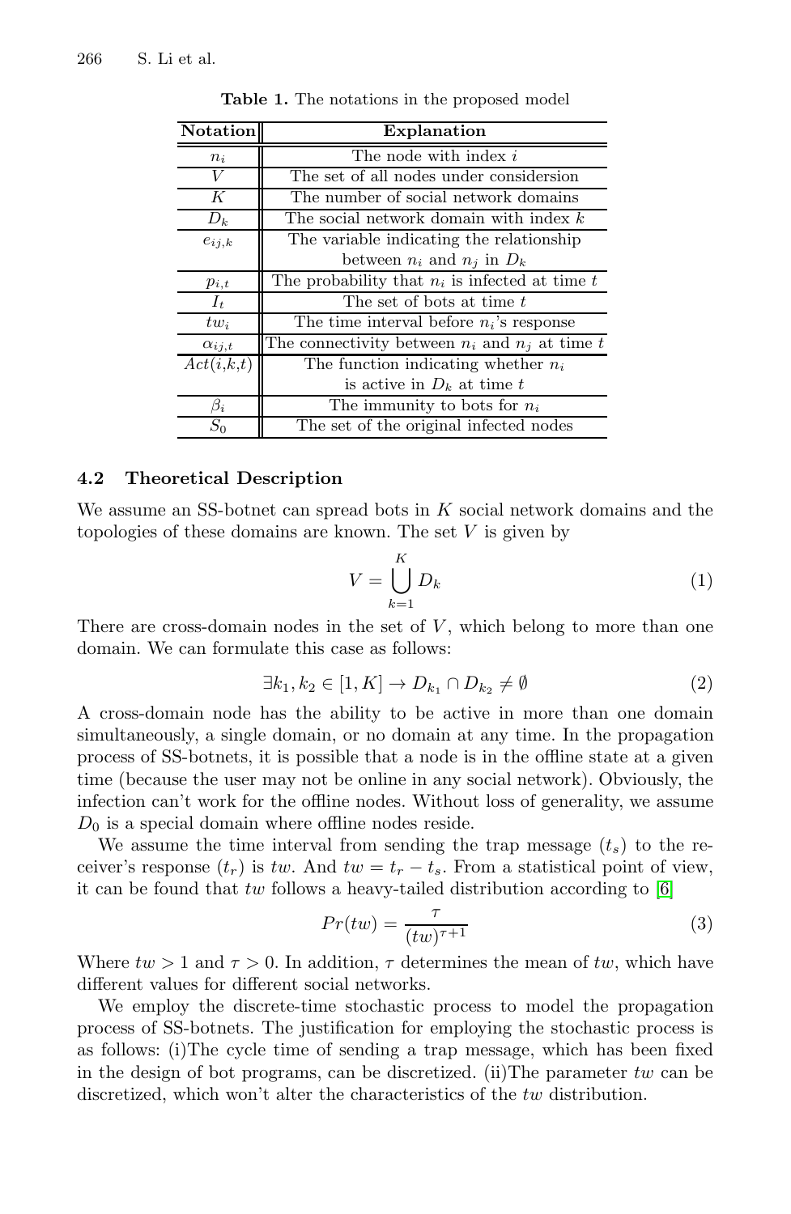**Table 1.** The notations in the proposed model

| Notation | Explanation |
|---|---|
| $n_i$ | The node with index $i$ |
| $V$ | The set of all nodes under considersion |
| $K$ | The number of social network domains |
| $D_k$ | The social network domain with index $k$ |
| $e_{ij,k}$ | The variable indicating the relationship between $n_i$ and $n_j$ in $D_k$ |
| $p_{i,t}$ | The probability that $n_i$ is infected at time $t$ |
| $I_t$ | The set of bots at time $t$ |
| $tw_i$ | The time interval before $n_i$'s response |
| $\alpha_{ij,t}$ | The connectivity between $n_i$ and $n_j$ at time $t$ |
| $Act(i,k,t)$ | The function indicating whether $n_i$ is active in $D_k$ at time $t$ |
| $\beta_i$ | The immunity to bots for $n_i$ |
| $S_0$ | The set of the original infected nodes |

### 4.2 Theoretical Description

We assume an SS-botnet can spread bots in $K$ social network domains and the topologies of these domains are known. The set $V$ is given by

$$V = \bigcup_{k=1}^{K} D_k \tag{1}$$

There are cross-domain nodes in the set of $V$, which belong to more than one domain. We can formulate this case as follows:

$$\exists k_1, k_2 \in [1, K] \rightarrow D_{k_1} \cap D_{k_2} \neq \emptyset \tag{2}$$

A cross-domain node has the ability to be active in more than one domain simultaneously, a single domain, or no domain at any time. In the propagation process of SS-botnets, it is possible that a node is in the offline state at a given time (because the user may not be online in any social network). Obviously, the infection can't work for the offline nodes. Without loss of generality, we assume $D_0$ is a special domain where offline nodes reside.

We assume the time interval from sending the trap message ($t_s$) to the receiver's response ($t_r$) is $tw$. And $tw = t_r - t_s$. From a statistical point of view, it can be found that $tw$ follows a heavy-tailed distribution according to [6]

$$Pr(tw) = \frac{\tau}{(tw)^{\tau+1}} \tag{3}$$

Where $tw > 1$ and $\tau > 0$. In addition, $\tau$ determines the mean of $tw$, which have different values for different social networks.

We employ the discrete-time stochastic process to model the propagation process of SS-botnets. The justification for employing the stochastic process is as follows: (i)The cycle time of sending a trap message, which has been fixed in the design of bot programs, can be discretized. (ii)The parameter $tw$ can be discretized, which won't alter the characteristics of the $tw$ distribution.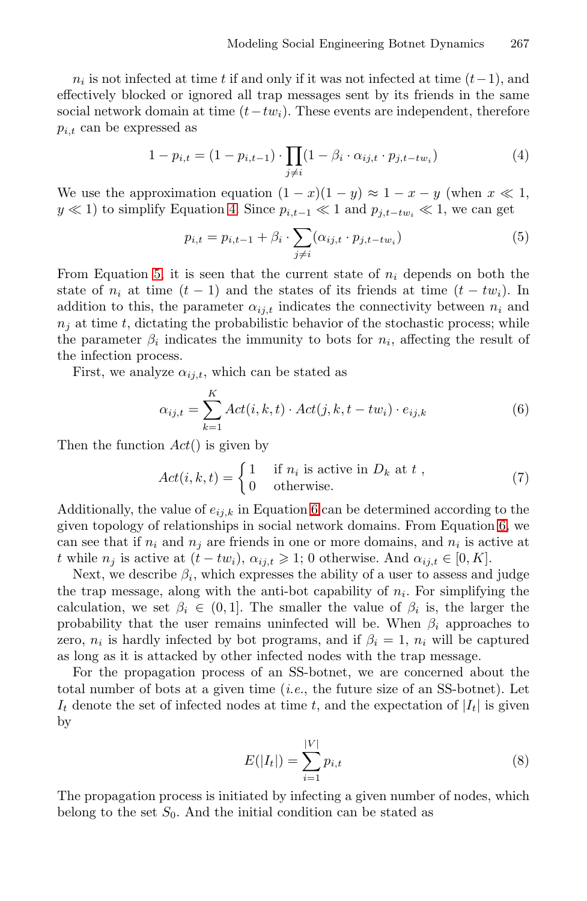$n_i$ is not infected at time $t$ if and only if it was not infected at time $(t-1)$, and effectively blocked or ignored all trap messages sent by its friends in the same social network domain at time $(t - tw_i)$. These events are independent, therefore $p_{i,t}$ can be expressed as

$$1 - p_{i,t} = (1 - p_{i,t-1}) \cdot \prod_{j \neq i} (1 - \beta_i \cdot \alpha_{ij,t} \cdot p_{j,t-tw_i}) \tag{4}$$

We use the approximation equation $(1-x)(1-y) \approx 1 - x - y$ (when $x \ll 1$, $y \ll 1$) to simplify Equation 4. Since $p_{i,t-1} \ll 1$ and $p_{j,t-tw_i} \ll 1$, we can get

$$p_{i,t} = p_{i,t-1} + \beta_i \cdot \sum_{j \neq i} (\alpha_{ij,t} \cdot p_{j,t-tw_i}) \tag{5}$$

From Equation 5, it is seen that the current state of $n_i$ depends on both the state of $n_i$ at time $(t-1)$ and the states of its friends at time $(t - tw_i)$. In addition to this, the parameter $\alpha_{ij,t}$ indicates the connectivity between $n_i$ and $n_j$ at time $t$, dictating the probabilistic behavior of the stochastic process; while the parameter $\beta_i$ indicates the immunity to bots for $n_i$, affecting the result of the infection process.

First, we analyze $\alpha_{ij,t}$, which can be stated as

$$\alpha_{ij,t} = \sum_{k=1}^{K} Act(i,k,t) \cdot Act(j,k,t-tw_i) \cdot e_{ij,k} \tag{6}$$

Then the function $Act()$ is given by

$$Act(i,k,t) = \begin{cases} 1 & \text{if } n_i \text{ is active in } D_k \text{ at } t \text{ ,} \\ 0 & \text{otherwise.} \end{cases} \tag{7}$$

Additionally, the value of $e_{ij,k}$ in Equation 6 can be determined according to the given topology of relationships in social network domains. From Equation 6, we can see that if $n_i$ and $n_j$ are friends in one or more domains, and $n_i$ is active at $t$ while $n_j$ is active at $(t - tw_i)$, $\alpha_{ij,t} \geqslant 1$; 0 otherwise. And $\alpha_{ij,t} \in [0, K]$.

Next, we describe $\beta_i$, which expresses the ability of a user to assess and judge the trap message, along with the anti-bot capability of $n_i$. For simplifying the calculation, we set $\beta_i \in (0, 1]$. The smaller the value of $\beta_i$ is, the larger the probability that the user remains uninfected will be. When $\beta_i$ approaches to zero, $n_i$ is hardly infected by bot programs, and if $\beta_i = 1$, $n_i$ will be captured as long as it is attacked by other infected nodes with the trap message.

For the propagation process of an SS-botnet, we are concerned about the total number of bots at a given time (*i.e.*, the future size of an SS-botnet). Let $I_t$ denote the set of infected nodes at time $t$, and the expectation of $|I_t|$ is given by

$$E(|I_t|) = \sum_{i=1}^{|V|} p_{i,t} \tag{8}$$

The propagation process is initiated by infecting a given number of nodes, which belong to the set $S_0$. And the initial condition can be stated as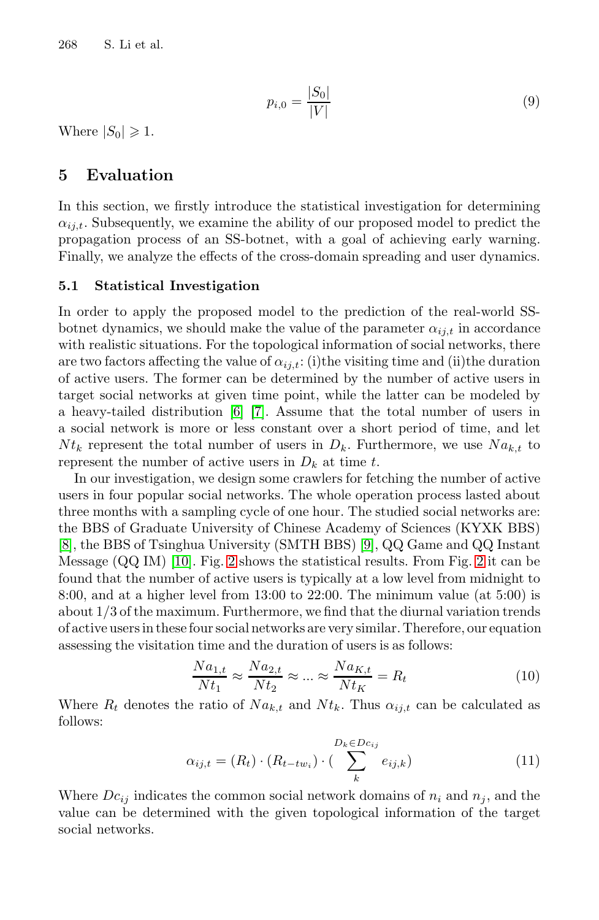$$p_{i,0} = \frac{|S_0|}{|V|} \tag{9}$$

Where $|S_0| \geqslant 1$.

## 5 Evaluation

In this section, we firstly introduce the statistical investigation for determining $\alpha_{ij,t}$. Subsequently, we examine the ability of our proposed model to predict the propagation process of an SS-botnet, with a goal of achieving early warning. Finally, we analyze the effects of the cross-domain spreading and user dynamics.

### 5.1 Statistical Investigation

In order to apply the proposed model to the prediction of the real-world SS-botnet dynamics, we should make the value of the parameter $\alpha_{ij,t}$ in accordance with realistic situations. For the topological information of social networks, there are two factors affecting the value of $\alpha_{ij,t}$: (i)the visiting time and (ii)the duration of active users. The former can be determined by the number of active users in target social networks at given time point, while the latter can be modeled by a heavy-tailed distribution [6] [7]. Assume that the total number of users in a social network is more or less constant over a short period of time, and let $Nt_k$ represent the total number of users in $D_k$. Furthermore, we use $Na_{k,t}$ to represent the number of active users in $D_k$ at time $t$.

In our investigation, we design some crawlers for fetching the number of active users in four popular social networks. The whole operation process lasted about three months with a sampling cycle of one hour. The studied social networks are: the BBS of Graduate University of Chinese Academy of Sciences (KYXK BBS) [8], the BBS of Tsinghua University (SMTH BBS) [9], QQ Game and QQ Instant Message (QQ IM) [10]. Fig. 2 shows the statistical results. From Fig. 2 it can be found that the number of active users is typically at a low level from midnight to 8:00, and at a higher level from 13:00 to 22:00. The minimum value (at 5:00) is about 1/3 of the maximum. Furthermore, we find that the diurnal variation trends of active users in these four social networks are very similar. Therefore, our equation assessing the visitation time and the duration of users is as follows:

$$\frac{Na_{1,t}}{Nt_1} \approx \frac{Na_{2,t}}{Nt_2} \approx ... \approx \frac{Na_{K,t}}{Nt_K} = R_t \tag{10}$$

Where $R_t$ denotes the ratio of $Na_{k,t}$ and $Nt_k$. Thus $\alpha_{ij,t}$ can be calculated as follows:

$$\alpha_{ij,t} = (R_t) \cdot (R_{t-tw_i}) \cdot (\sum_{k}^{D_k \in Dc_{ij}} e_{ij,k}) \tag{11}$$

Where $Dc_{ij}$ indicates the common social network domains of $n_i$ and $n_j$, and the value can be determined with the given topological information of the target social networks.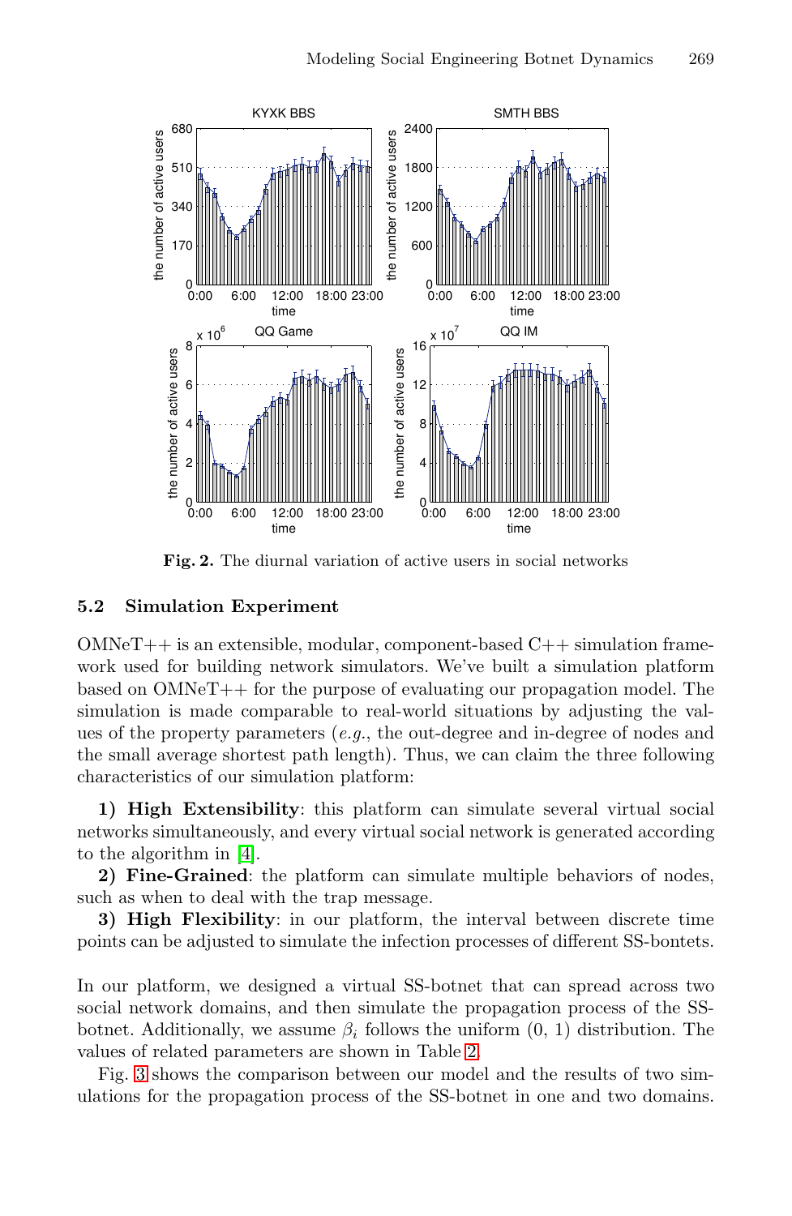**Fig. 2.** The diurnal variation of active users in social networks

### 5.2 Simulation Experiment

OMNeT++ is an extensible, modular, component-based C++ simulation framework used for building network simulators. We've built a simulation platform based on OMNeT++ for the purpose of evaluating our propagation model. The simulation is made comparable to real-world situations by adjusting the values of the property parameters (*e.g.*, the out-degree and in-degree of nodes and the small average shortest path length). Thus, we can claim the three following characteristics of our simulation platform:

**1) High Extensibility**: this platform can simulate several virtual social networks simultaneously, and every virtual social network is generated according to the algorithm in [4].

**2) Fine-Grained**: the platform can simulate multiple behaviors of nodes, such as when to deal with the trap message.

**3) High Flexibility**: in our platform, the interval between discrete time points can be adjusted to simulate the infection processes of different SS-bontets.

In our platform, we designed a virtual SS-botnet that can spread across two social network domains, and then simulate the propagation process of the SS-botnet. Additionally, we assume $\beta_i$ follows the uniform (0, 1) distribution. The values of related parameters are shown in Table 2.

Fig. 3 shows the comparison between our model and the results of two simulations for the propagation process of the SS-botnet in one and two domains.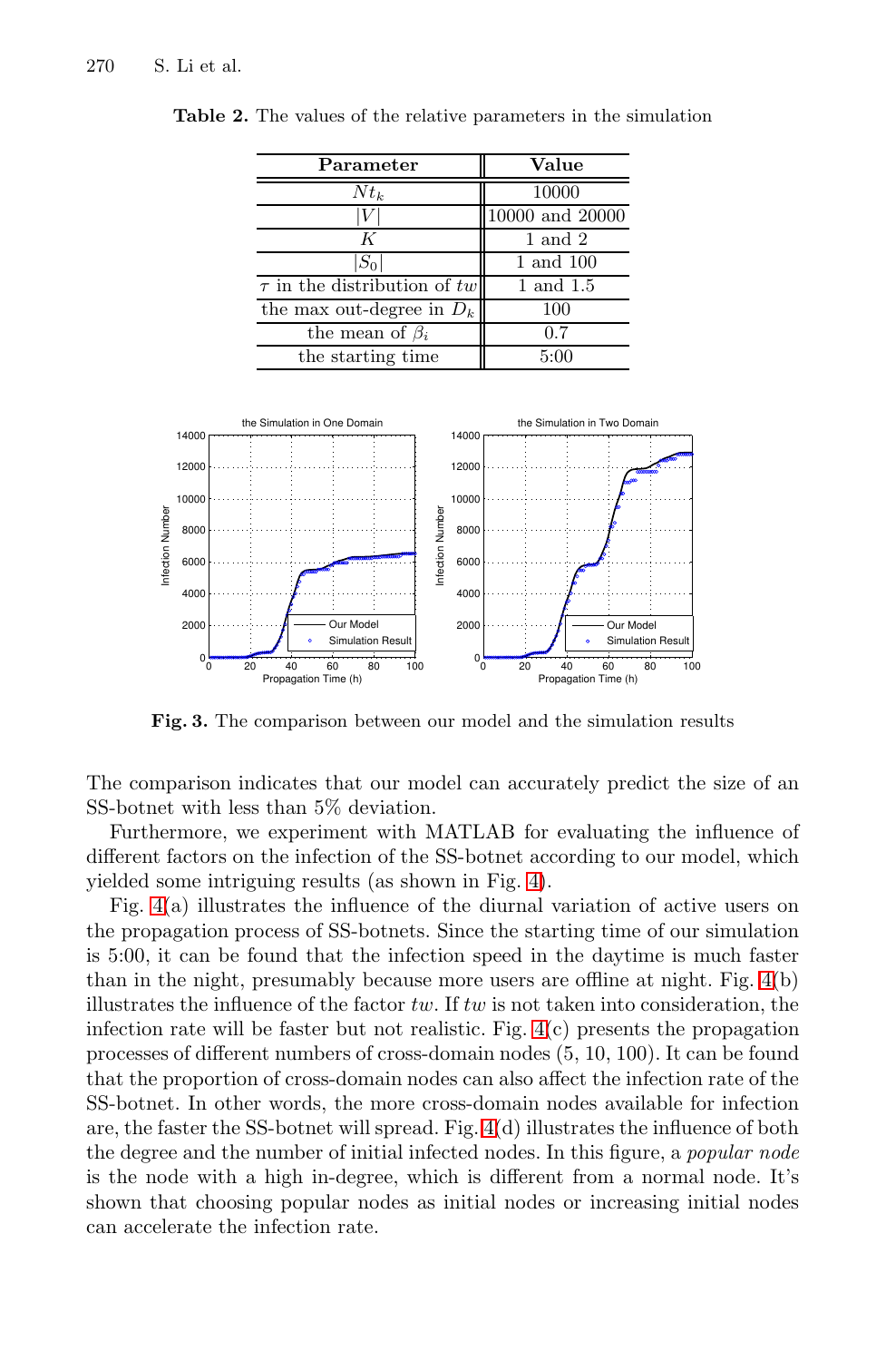**Table 2.** The values of the relative parameters in the simulation

| Parameter | Value |
|---|---|
| $Nt_k$ | 10000 |
| $\|V\|$ | 10000 and 20000 |
| $K$ | 1 and 2 |
| $\|S_0\|$ | 1 and 100 |
| $\tau$ in the distribution of $tw$ | 1 and 1.5 |
| the max out-degree in $D_k$ | 100 |
| the mean of $\beta_i$ | 0.7 |
| the starting time | 5:00 |

**Fig. 3.** The comparison between our model and the simulation results

The comparison indicates that our model can accurately predict the size of an SS-botnet with less than 5% deviation.

Furthermore, we experiment with MATLAB for evaluating the influence of different factors on the infection of the SS-botnet according to our model, which yielded some intriguing results (as shown in Fig. 4).

Fig. 4(a) illustrates the influence of the diurnal variation of active users on the propagation process of SS-botnets. Since the starting time of our simulation is 5:00, it can be found that the infection speed in the daytime is much faster than in the night, presumably because more users are offline at night. Fig. 4(b) illustrates the influence of the factor $tw$. If $tw$ is not taken into consideration, the infection rate will be faster but not realistic. Fig. 4(c) presents the propagation processes of different numbers of cross-domain nodes (5, 10, 100). It can be found that the proportion of cross-domain nodes can also affect the infection rate of the SS-botnet. In other words, the more cross-domain nodes available for infection are, the faster the SS-botnet will spread. Fig. 4(d) illustrates the influence of both the degree and the number of initial infected nodes. In this figure, a *popular node* is the node with a high in-degree, which is different from a normal node. It's shown that choosing popular nodes as initial nodes or increasing initial nodes can accelerate the infection rate.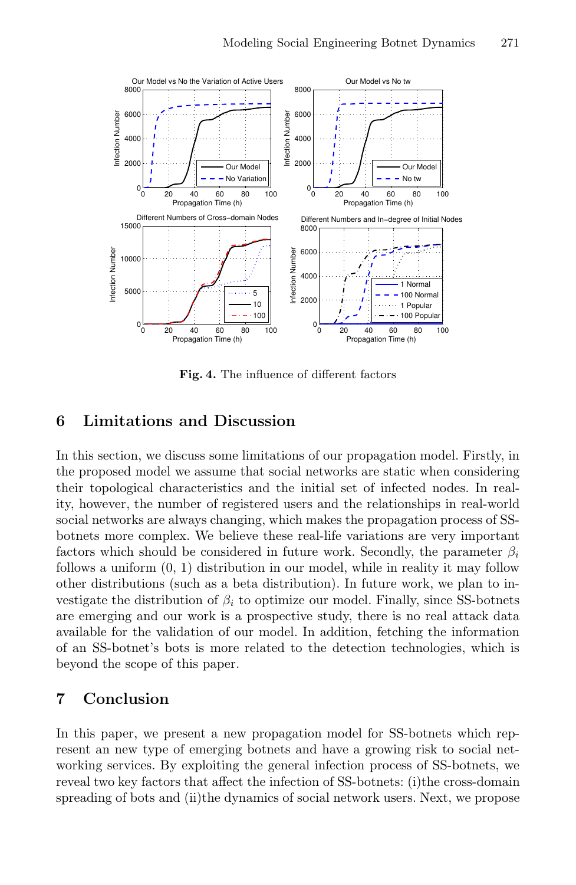**Fig. 4.** The influence of different factors

## 6 Limitations and Discussion

In this section, we discuss some limitations of our propagation model. Firstly, in the proposed model we assume that social networks are static when considering their topological characteristics and the initial set of infected nodes. In reality, however, the number of registered users and the relationships in real-world social networks are always changing, which makes the propagation process of SS-botnets more complex. We believe these real-life variations are very important factors which should be considered in future work. Secondly, the parameter $\beta_i$ follows a uniform (0, 1) distribution in our model, while in reality it may follow other distributions (such as a beta distribution). In future work, we plan to investigate the distribution of $\beta_i$ to optimize our model. Finally, since SS-botnets are emerging and our work is a prospective study, there is no real attack data available for the validation of our model. In addition, fetching the information of an SS-botnet's bots is more related to the detection technologies, which is beyond the scope of this paper.

## 7 Conclusion

In this paper, we present a new propagation model for SS-botnets which represent an new type of emerging botnets and have a growing risk to social networking services. By exploiting the general infection process of SS-botnets, we reveal two key factors that affect the infection of SS-botnets: (i)the cross-domain spreading of bots and (ii)the dynamics of social network users. Next, we propose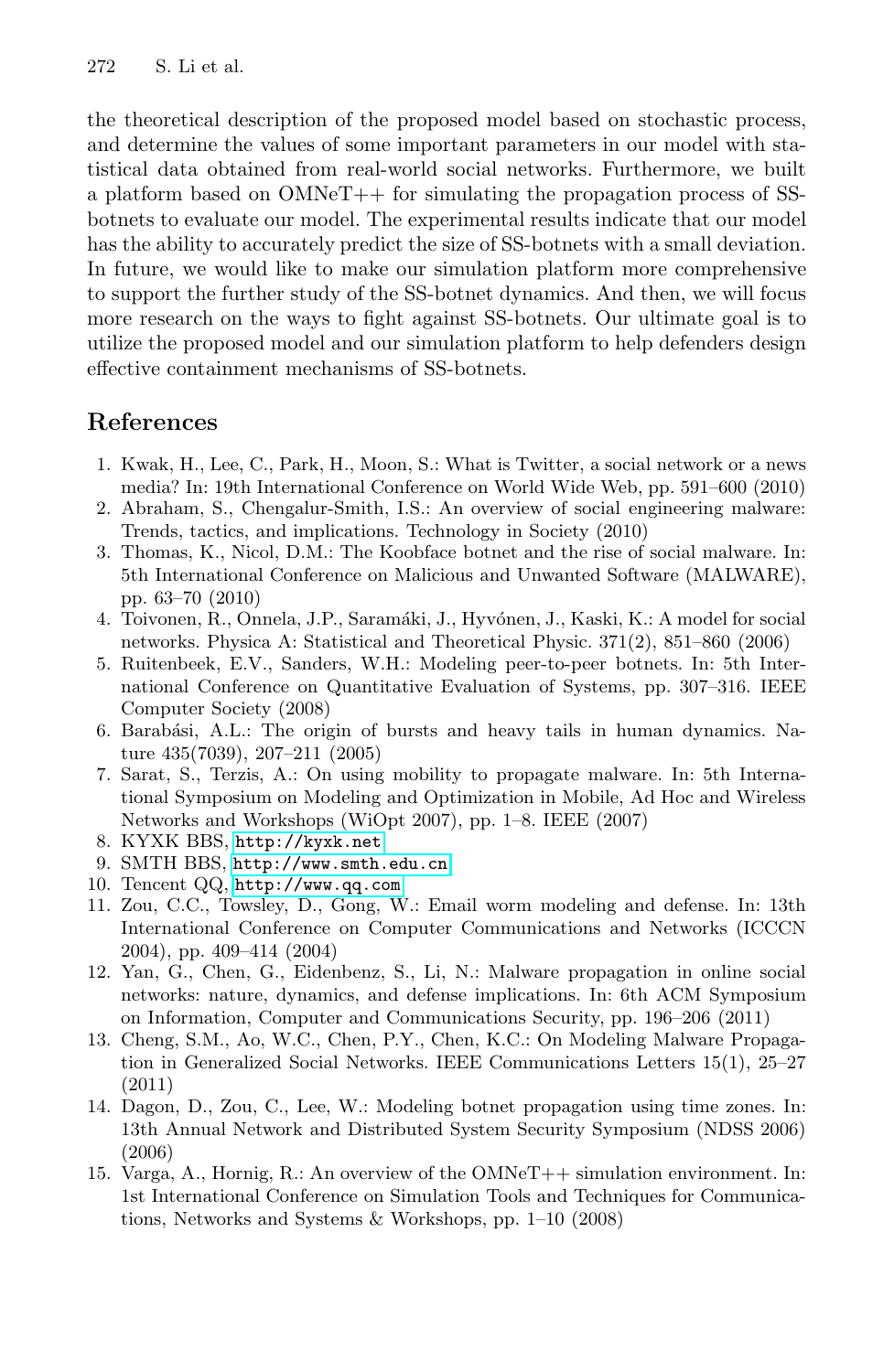the theoretical description of the proposed model based on stochastic process, and determine the values of some important parameters in our model with statistical data obtained from real-world social networks. Furthermore, we built a platform based on OMNeT++ for simulating the propagation process of SS-botnets to evaluate our model. The experimental results indicate that our model has the ability to accurately predict the size of SS-botnets with a small deviation. In future, we would like to make our simulation platform more comprehensive to support the further study of the SS-botnet dynamics. And then, we will focus more research on the ways to fight against SS-botnets. Our ultimate goal is to utilize the proposed model and our simulation platform to help defenders design effective containment mechanisms of SS-botnets.

## References

1. Kwak, H., Lee, C., Park, H., Moon, S.: What is Twitter, a social network or a news media? In: 19th International Conference on World Wide Web, pp. 591–600 (2010)
2. Abraham, S., Chengalur-Smith, I.S.: An overview of social engineering malware: Trends, tactics, and implications. Technology in Society (2010)
3. Thomas, K., Nicol, D.M.: The Koobface botnet and the rise of social malware. In: 5th International Conference on Malicious and Unwanted Software (MALWARE), pp. 63–70 (2010)
4. Toivonen, R., Onnela, J.P., Saramáki, J., Hyvónen, J., Kaski, K.: A model for social networks. Physica A: Statistical and Theoretical Physic. 371(2), 851–860 (2006)
5. Ruitenbeek, E.V., Sanders, W.H.: Modeling peer-to-peer botnets. In: 5th International Conference on Quantitative Evaluation of Systems, pp. 307–316. IEEE Computer Society (2008)
6. Barabási, A.L.: The origin of bursts and heavy tails in human dynamics. Nature 435(7039), 207–211 (2005)
7. Sarat, S., Terzis, A.: On using mobility to propagate malware. In: 5th International Symposium on Modeling and Optimization in Mobile, Ad Hoc and Wireless Networks and Workshops (WiOpt 2007), pp. 1–8. IEEE (2007)
8. KYXK BBS, http://kyxk.net
9. SMTH BBS, http://www.smth.edu.cn
10. Tencent QQ, http://www.qq.com
11. Zou, C.C., Towsley, D., Gong, W.: Email worm modeling and defense. In: 13th International Conference on Computer Communications and Networks (ICCCN 2004), pp. 409–414 (2004)
12. Yan, G., Chen, G., Eidenbenz, S., Li, N.: Malware propagation in online social networks: nature, dynamics, and defense implications. In: 6th ACM Symposium on Information, Computer and Communications Security, pp. 196–206 (2011)
13. Cheng, S.M., Ao, W.C., Chen, P.Y., Chen, K.C.: On Modeling Malware Propagation in Generalized Social Networks. IEEE Communications Letters 15(1), 25–27 (2011)
14. Dagon, D., Zou, C., Lee, W.: Modeling botnet propagation using time zones. In: 13th Annual Network and Distributed System Security Symposium (NDSS 2006) (2006)
15. Varga, A., Hornig, R.: An overview of the OMNeT++ simulation environment. In: 1st International Conference on Simulation Tools and Techniques for Communications, Networks and Systems & Workshops, pp. 1–10 (2008)